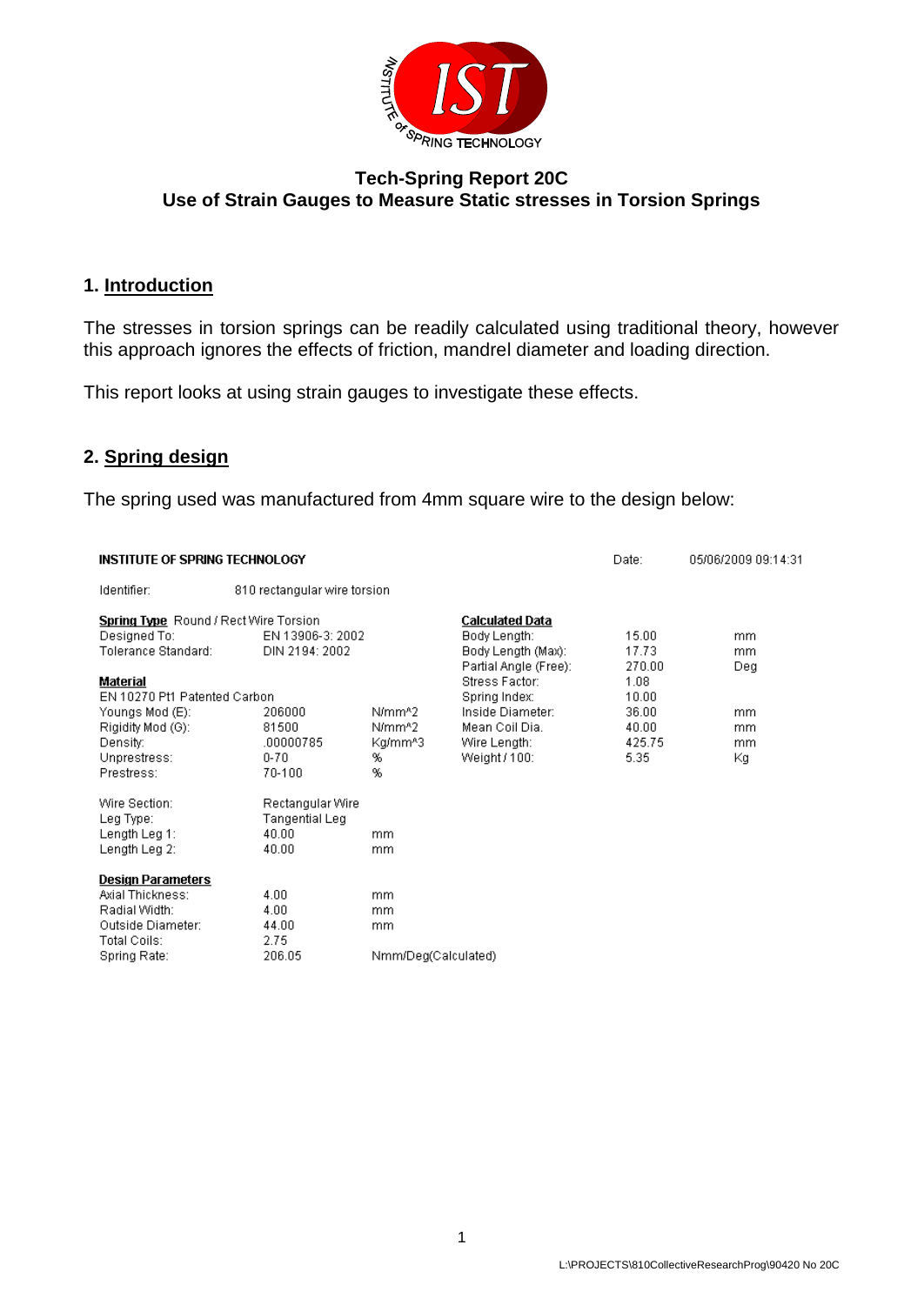# Tech-Spring Report 20C
## Use of Strain Gauges to Measure Static stresses in Torsion Springs

## 1. Introduction

The stresses in torsion springs can be readily calculated using traditional theory, however this approach ignores the effects of friction, mandrel diameter and loading direction.

This report looks at using strain gauges to investigate these effects.

## 2. Spring design

The spring used was manufactured from 4mm square wire to the design below:

**INSTITUTE OF SPRING TECHNOLOGY** Date: 05/06/2009 09:14:31

Identifier: 810 rectangular wire torsion

| **Spring Type** Round / Rect Wire Torsion | | | **Calculated Data** | | |
|---|---|---|---|---|---|
| Designed To: | EN 13906-3: 2002 | | Body Length: | 15.00 | mm |
| Tolerance Standard: | DIN 2194: 2002 | | Body Length (Max): | 17.73 | mm |
| | | | Partial Angle (Free): | 270.00 | Deg |
| **Material** | | | Stress Factor: | 1.08 | |
| EN 10270 Pt1 Patented Carbon | | | Spring Index: | 10.00 | |
| Youngs Mod (E): | 206000 | N/mm^2 | Inside Diameter: | 36.00 | mm |
| Rigidity Mod (G): | 81500 | N/mm^2 | Mean Coil Dia. | 40.00 | mm |
| Density: | .00000785 | Kg/mm^3 | Wire Length: | 425.75 | mm |
| Unprestress: | 0-70 | % | Weight / 100: | 5.35 | Kg |
| Prestress: | 70-100 | % | | | |
| Wire Section: | Rectangular Wire | | | | |
| Leg Type: | Tangential Leg | | | | |
| Length Leg 1: | 40.00 | mm | | | |
| Length Leg 2: | 40.00 | mm | | | |
| **Design Parameters** | | | | | |
| Axial Thickness: | 4.00 | mm | | | |
| Radial Width: | 4.00 | mm | | | |
| Outside Diameter: | 44.00 | mm | | | |
| Total Coils: | 2.75 | | | | |
| Spring Rate: | 206.05 | Nmm/Deg(Calculated) | | | |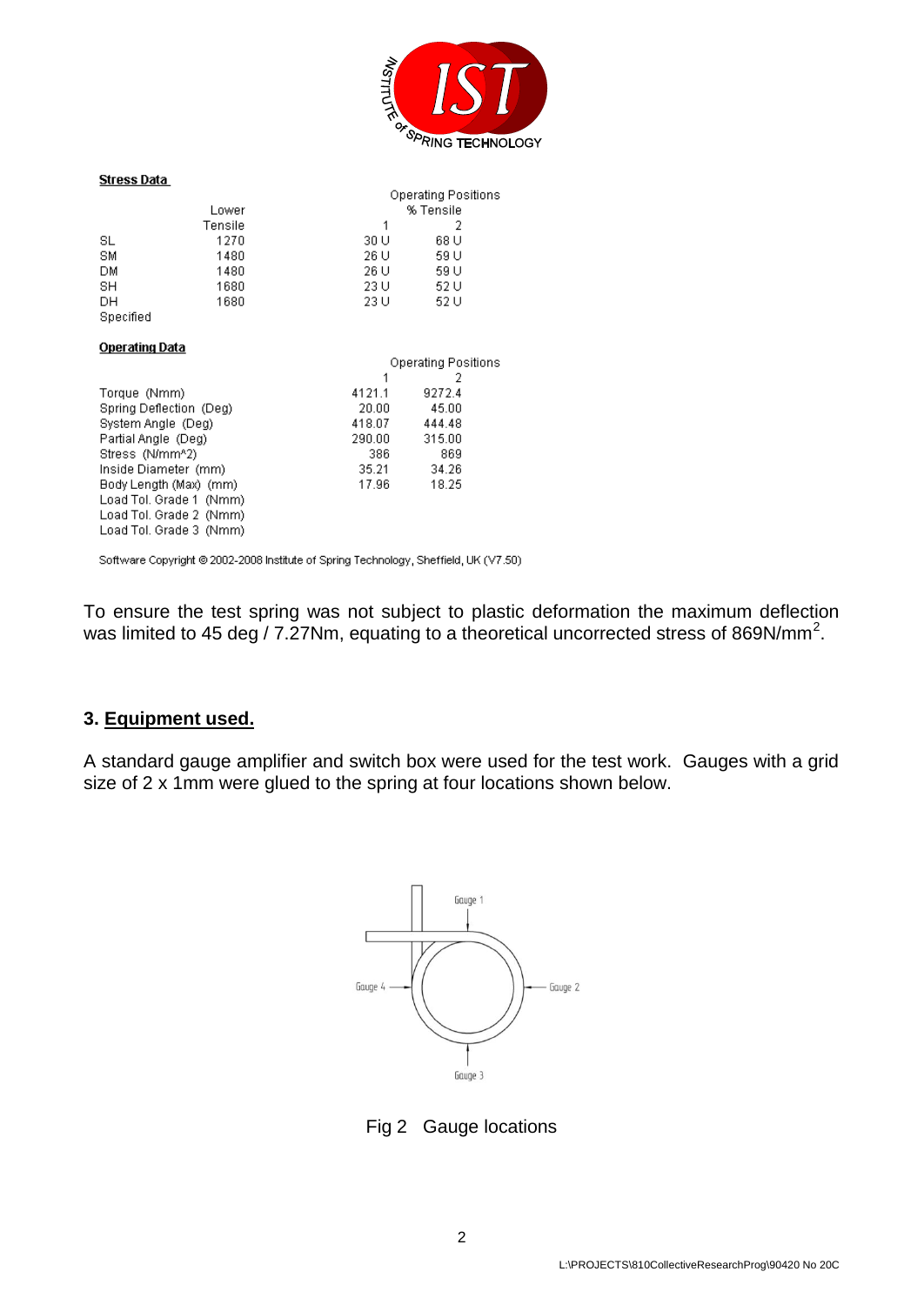**Stress Data**

| | Lower Tensile | Operating Positions % Tensile 1 | 2 |
|---|---|---|---|
| SL | 1270 | 30 U | 68 U |
| SM | 1480 | 26 U | 59 U |
| DM | 1480 | 26 U | 59 U |
| SH | 1680 | 23 U | 52 U |
| DH | 1680 | 23 U | 52 U |
| Specified | | | |

**Operating Data**

| | Operating Positions 1 | 2 |
|---|---|---|
| Torque (Nmm) | 4121.1 | 9272.4 |
| Spring Deflection (Deg) | 20.00 | 45.00 |
| System Angle (Deg) | 418.07 | 444.48 |
| Partial Angle (Deg) | 290.00 | 315.00 |
| Stress (N/mm^2) | 386 | 869 |
| Inside Diameter (mm) | 35.21 | 34.26 |
| Body Length (Max) (mm) | 17.96 | 18.25 |
| Load Tol. Grade 1 (Nmm) | | |
| Load Tol. Grade 2 (Nmm) | | |
| Load Tol. Grade 3 (Nmm) | | |

Software Copyright © 2002-2008 Institute of Spring Technology, Sheffield, UK (V7.50)

To ensure the test spring was not subject to plastic deformation the maximum deflection was limited to 45 deg / 7.27Nm, equating to a theoretical uncorrected stress of 869N/mm$^2$.

## 3. Equipment used.

A standard gauge amplifier and switch box were used for the test work. Gauges with a grid size of 2 x 1mm were glued to the spring at four locations shown below.

Gauge 1

Gauge 4

Gauge 2

Gauge 3

Fig 2 Gauge locations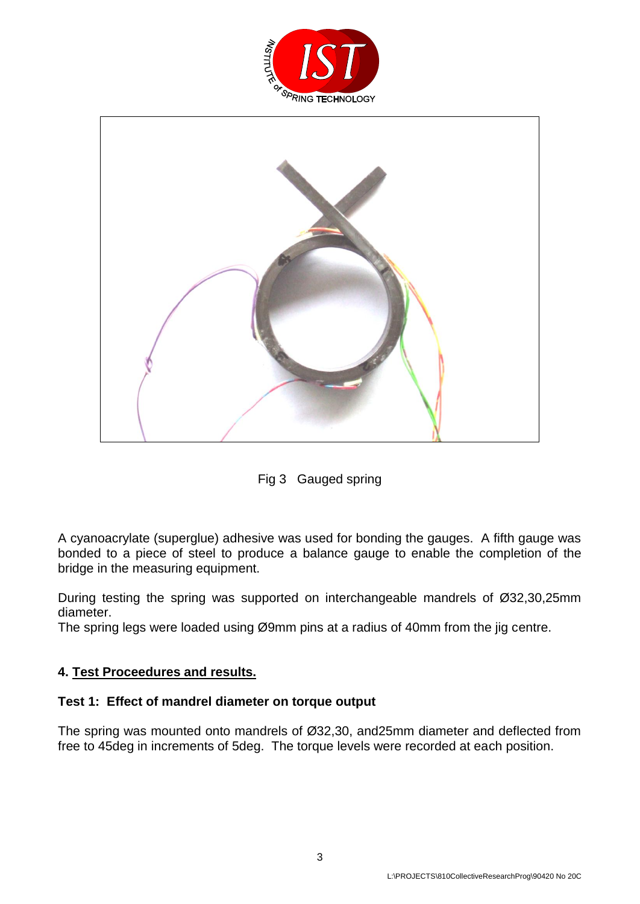Fig 3 Gauged spring

A cyanoacrylate (superglue) adhesive was used for bonding the gauges. A fifth gauge was bonded to a piece of steel to produce a balance gauge to enable the completion of the bridge in the measuring equipment.

During testing the spring was supported on interchangeable mandrels of Ø32,30,25mm diameter.
The spring legs were loaded using Ø9mm pins at a radius of 40mm from the jig centre.

## 4. Test Proceedures and results.

### Test 1: Effect of mandrel diameter on torque output

The spring was mounted onto mandrels of Ø32,30, and25mm diameter and deflected from free to 45deg in increments of 5deg. The torque levels were recorded at each position.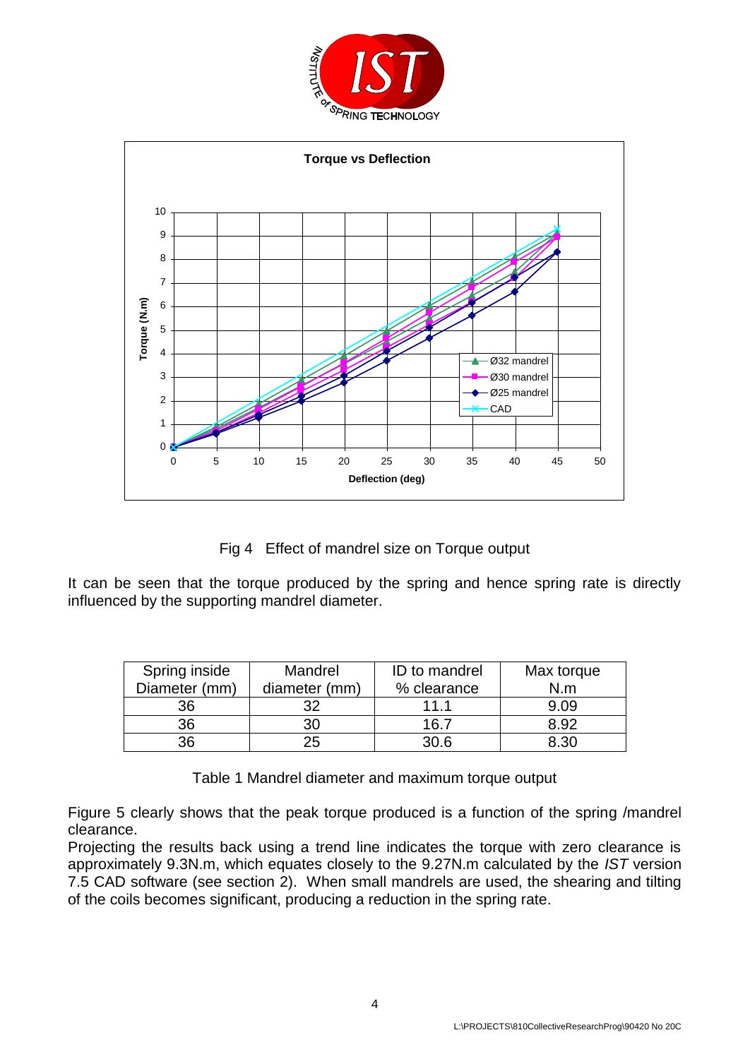Fig 4 Effect of mandrel size on Torque output

It can be seen that the torque produced by the spring and hence spring rate is directly influenced by the supporting mandrel diameter.

| Spring inside Diameter (mm) | Mandrel diameter (mm) | ID to mandrel % clearance | Max torque N.m |
| --- | --- | --- | --- |
| 36 | 32 | 11.1 | 9.09 |
| 36 | 30 | 16.7 | 8.92 |
| 36 | 25 | 30.6 | 8.30 |

Table 1 Mandrel diameter and maximum torque output

Figure 5 clearly shows that the peak torque produced is a function of the spring /mandrel clearance.
Projecting the results back using a trend line indicates the torque with zero clearance is approximately 9.3N.m, which equates closely to the 9.27N.m calculated by the *IST* version 7.5 CAD software (see section 2). When small mandrels are used, the shearing and tilting of the coils becomes significant, producing a reduction in the spring rate.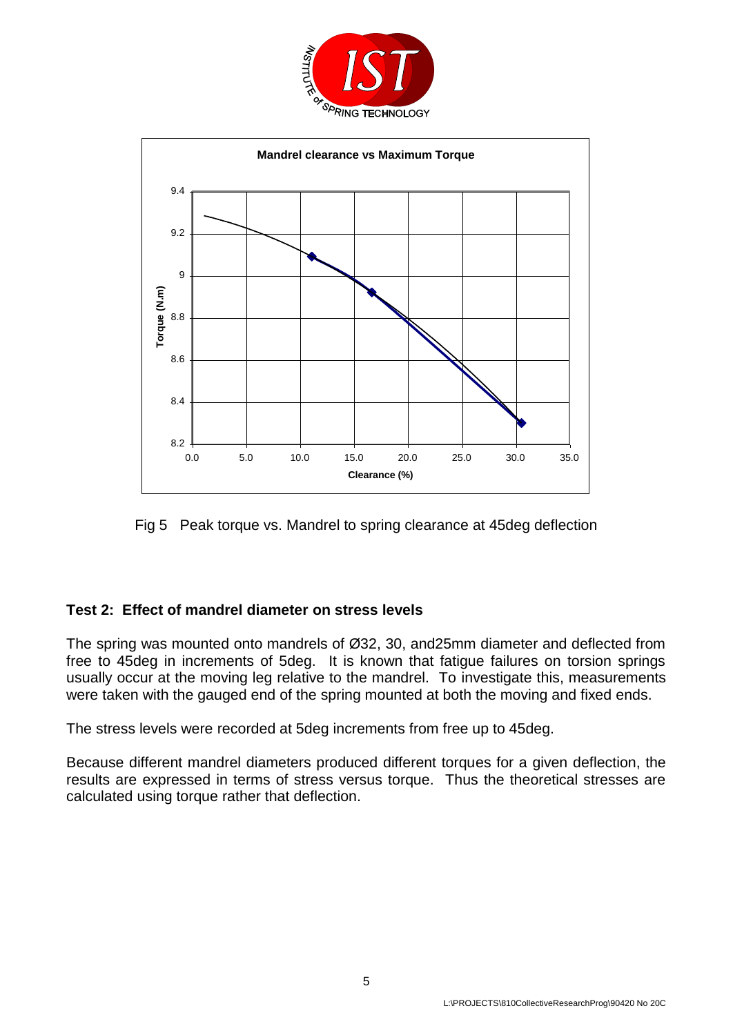Fig 5 Peak torque vs. Mandrel to spring clearance at 45deg deflection

### Test 2: Effect of mandrel diameter on stress levels

The spring was mounted onto mandrels of Ø32, 30, and25mm diameter and deflected from free to 45deg in increments of 5deg. It is known that fatigue failures on torsion springs usually occur at the moving leg relative to the mandrel. To investigate this, measurements were taken with the gauged end of the spring mounted at both the moving and fixed ends.

The stress levels were recorded at 5deg increments from free up to 45deg.

Because different mandrel diameters produced different torques for a given deflection, the results are expressed in terms of stress versus torque. Thus the theoretical stresses are calculated using torque rather that deflection.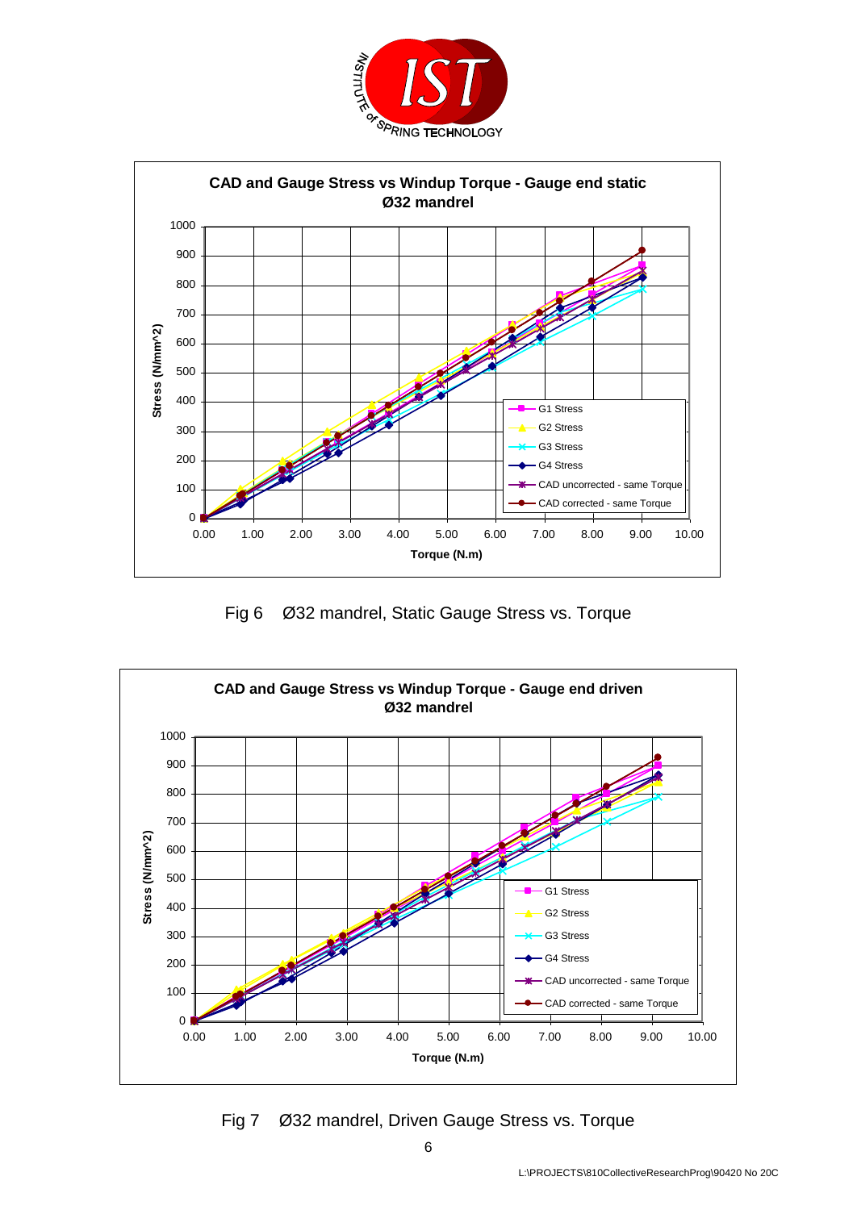CAD and Gauge Stress vs Windup Torque - Gauge end static
Ø32 mandrel

Fig 6 Ø32 mandrel, Static Gauge Stress vs. Torque

CAD and Gauge Stress vs Windup Torque - Gauge end driven
Ø32 mandrel

Fig 7 Ø32 mandrel, Driven Gauge Stress vs. Torque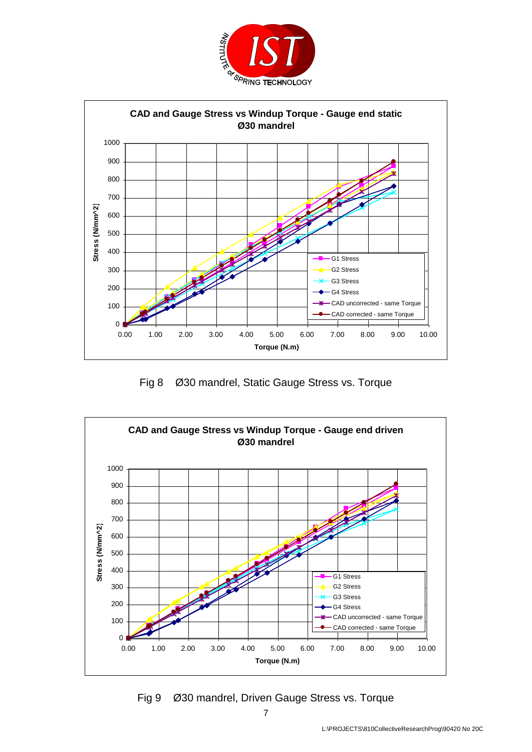Fig 8 Ø30 mandrel, Static Gauge Stress vs. Torque

Fig 9 Ø30 mandrel, Driven Gauge Stress vs. Torque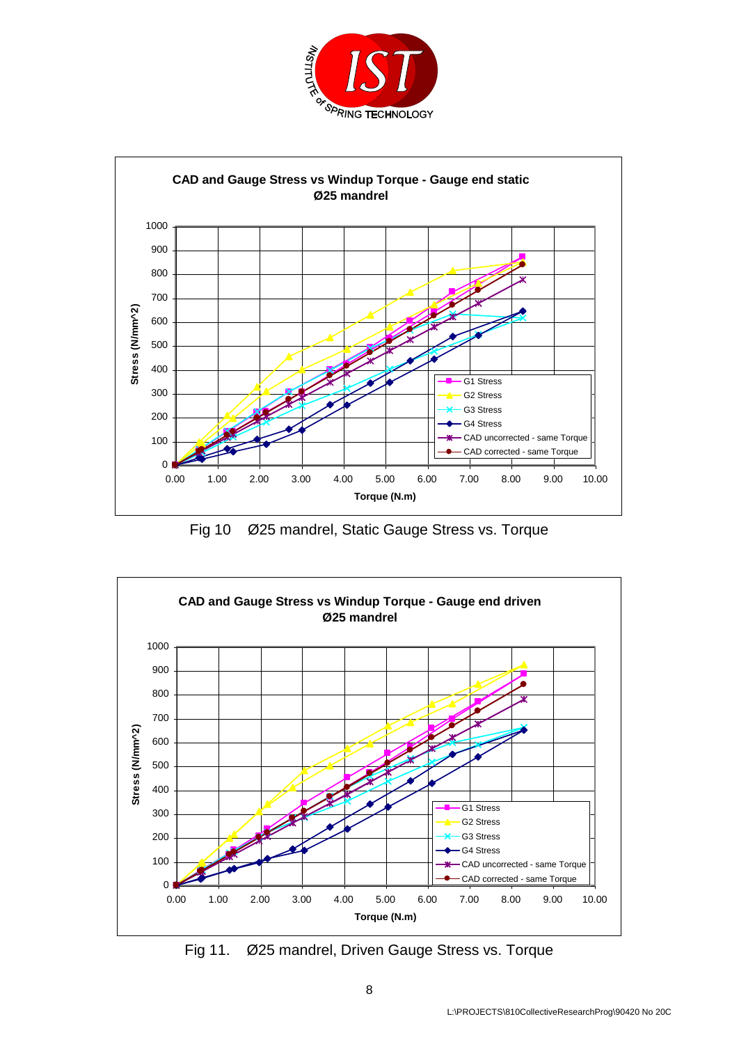Fig 10 Ø25 mandrel, Static Gauge Stress vs. Torque

Fig 11. Ø25 mandrel, Driven Gauge Stress vs. Torque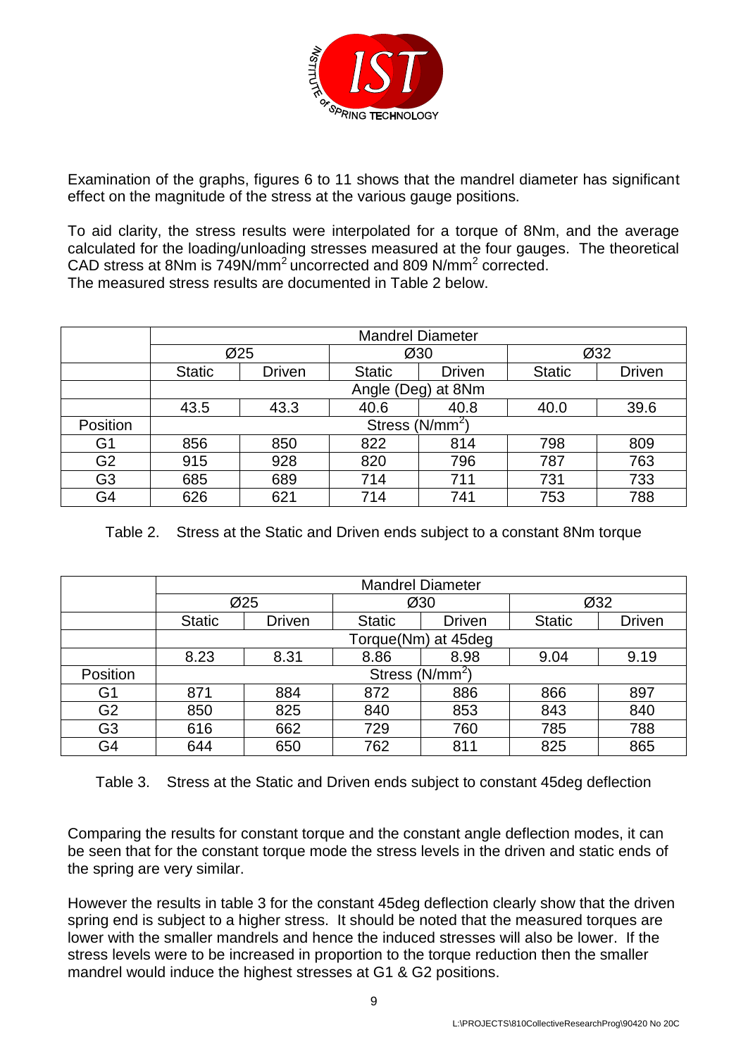Examination of the graphs, figures 6 to 11 shows that the mandrel diameter has significant effect on the magnitude of the stress at the various gauge positions.

To aid clarity, the stress results were interpolated for a torque of 8Nm, and the average calculated for the loading/unloading stresses measured at the four gauges. The theoretical CAD stress at 8Nm is 749N/mm$^2$ uncorrected and 809 N/mm$^2$ corrected.
The measured stress results are documented in Table 2 below.

| | Mandrel Diameter | | | | | |
|---|---|---|---|---|---|---|
| | Ø25 | | Ø30 | | Ø32 | |
| | Static | Driven | Static | Driven | Static | Driven |
| | Angle (Deg) at 8Nm | | | | | |
| | 43.5 | 43.3 | 40.6 | 40.8 | 40.0 | 39.6 |
| Position | Stress (N/mm$^2$) | | | | | |
| G1 | 856 | 850 | 822 | 814 | 798 | 809 |
| G2 | 915 | 928 | 820 | 796 | 787 | 763 |
| G3 | 685 | 689 | 714 | 711 | 731 | 733 |
| G4 | 626 | 621 | 714 | 741 | 753 | 788 |

Table 2. Stress at the Static and Driven ends subject to a constant 8Nm torque

| | Mandrel Diameter | | | | | |
|---|---|---|---|---|---|---|
| | Ø25 | | Ø30 | | Ø32 | |
| | Static | Driven | Static | Driven | Static | Driven |
| | Torque(Nm) at 45deg | | | | | |
| | 8.23 | 8.31 | 8.86 | 8.98 | 9.04 | 9.19 |
| Position | Stress (N/mm$^2$) | | | | | |
| G1 | 871 | 884 | 872 | 886 | 866 | 897 |
| G2 | 850 | 825 | 840 | 853 | 843 | 840 |
| G3 | 616 | 662 | 729 | 760 | 785 | 788 |
| G4 | 644 | 650 | 762 | 811 | 825 | 865 |

Table 3. Stress at the Static and Driven ends subject to constant 45deg deflection

Comparing the results for constant torque and the constant angle deflection modes, it can be seen that for the constant torque mode the stress levels in the driven and static ends of the spring are very similar.

However the results in table 3 for the constant 45deg deflection clearly show that the driven spring end is subject to a higher stress. It should be noted that the measured torques are lower with the smaller mandrels and hence the induced stresses will also be lower. If the stress levels were to be increased in proportion to the torque reduction then the smaller mandrel would induce the highest stresses at G1 & G2 positions.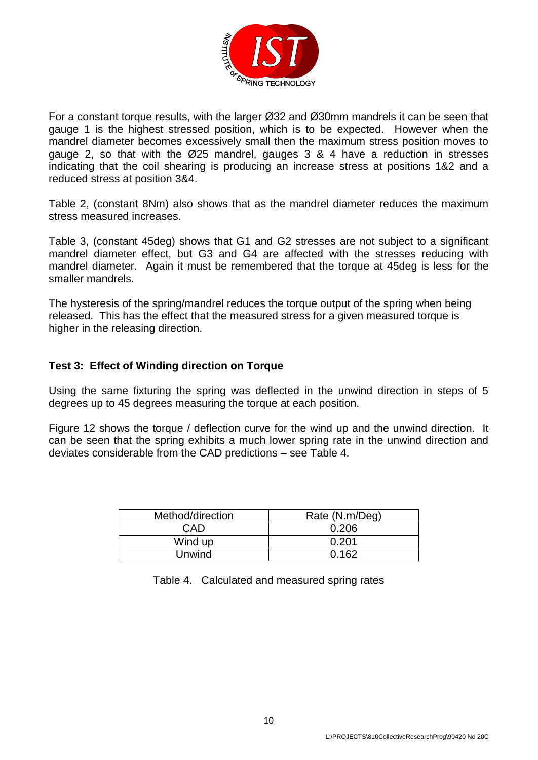For a constant torque results, with the larger Ø32 and Ø30mm mandrels it can be seen that gauge 1 is the highest stressed position, which is to be expected. However when the mandrel diameter becomes excessively small then the maximum stress position moves to gauge 2, so that with the Ø25 mandrel, gauges 3 & 4 have a reduction in stresses indicating that the coil shearing is producing an increase stress at positions 1&2 and a reduced stress at position 3&4.

Table 2, (constant 8Nm) also shows that as the mandrel diameter reduces the maximum stress measured increases.

Table 3, (constant 45deg) shows that G1 and G2 stresses are not subject to a significant mandrel diameter effect, but G3 and G4 are affected with the stresses reducing with mandrel diameter. Again it must be remembered that the torque at 45deg is less for the smaller mandrels.

The hysteresis of the spring/mandrel reduces the torque output of the spring when being released. This has the effect that the measured stress for a given measured torque is higher in the releasing direction.

### Test 3: Effect of Winding direction on Torque

Using the same fixturing the spring was deflected in the unwind direction in steps of 5 degrees up to 45 degrees measuring the torque at each position.

Figure 12 shows the torque / deflection curve for the wind up and the unwind direction. It can be seen that the spring exhibits a much lower spring rate in the unwind direction and deviates considerable from the CAD predictions – see Table 4.

| Method/direction | Rate (N.m/Deg) |
|---|---|
| CAD | 0.206 |
| Wind up | 0.201 |
| Unwind | 0.162 |

Table 4. Calculated and measured spring rates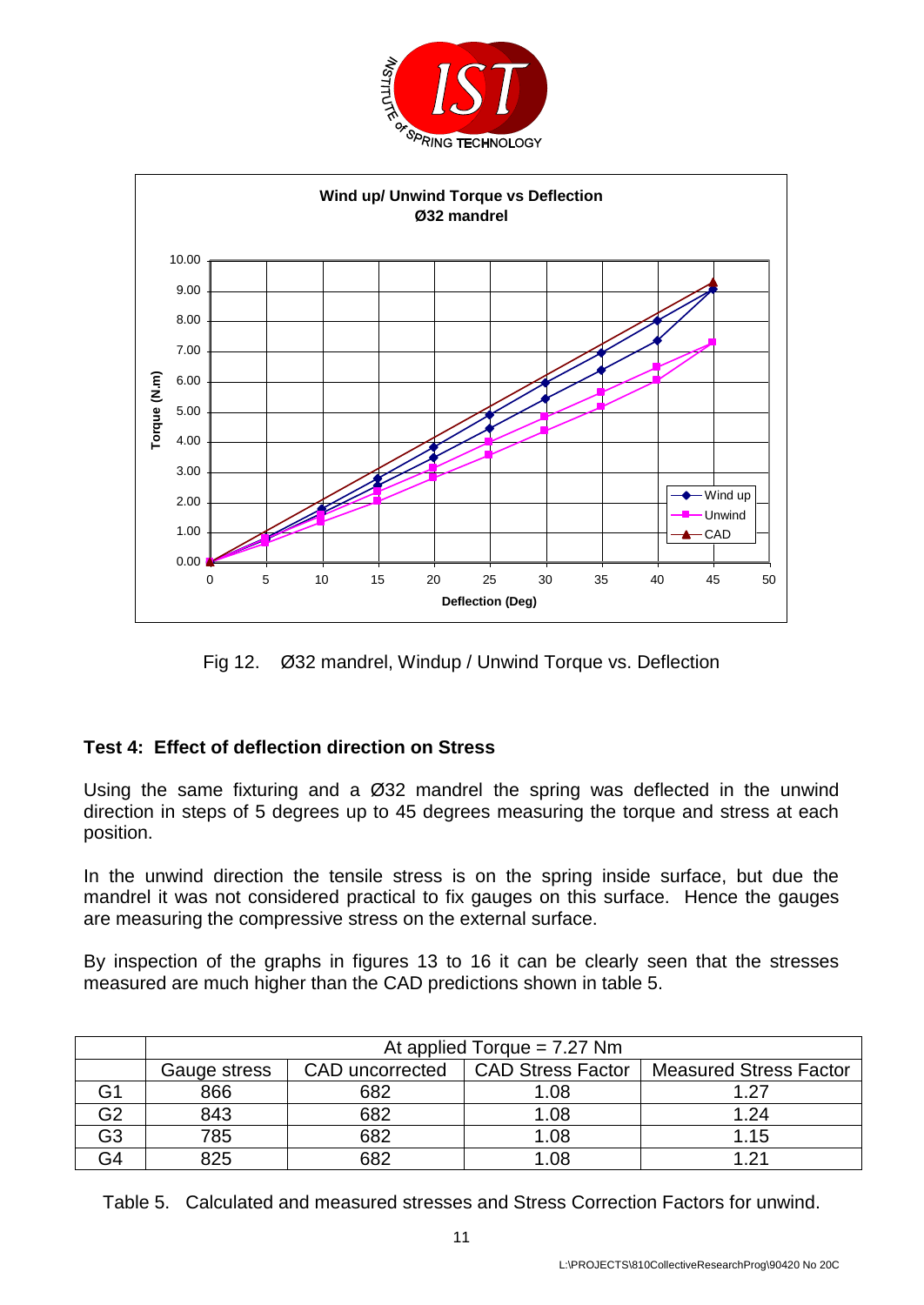Fig 12. Ø32 mandrel, Windup / Unwind Torque vs. Deflection

### Test 4: Effect of deflection direction on Stress

Using the same fixturing and a Ø32 mandrel the spring was deflected in the unwind direction in steps of 5 degrees up to 45 degrees measuring the torque and stress at each position.

In the unwind direction the tensile stress is on the spring inside surface, but due the mandrel it was not considered practical to fix gauges on this surface. Hence the gauges are measuring the compressive stress on the external surface.

By inspection of the graphs in figures 13 to 16 it can be clearly seen that the stresses measured are much higher than the CAD predictions shown in table 5.

| | At applied Torque = 7.27 Nm | | | |
|---|---|---|---|---|
| | Gauge stress | CAD uncorrected | CAD Stress Factor | Measured Stress Factor |
| G1 | 866 | 682 | 1.08 | 1.27 |
| G2 | 843 | 682 | 1.08 | 1.24 |
| G3 | 785 | 682 | 1.08 | 1.15 |
| G4 | 825 | 682 | 1.08 | 1.21 |

Table 5. Calculated and measured stresses and Stress Correction Factors for unwind.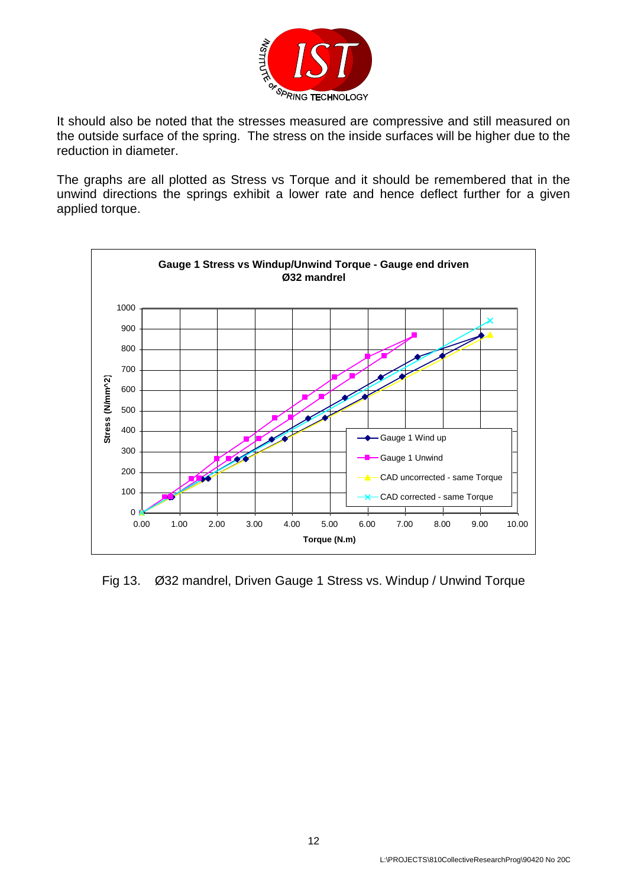It should also be noted that the stresses measured are compressive and still measured on the outside surface of the spring. The stress on the inside surfaces will be higher due to the reduction in diameter.

The graphs are all plotted as Stress vs Torque and it should be remembered that in the unwind directions the springs exhibit a lower rate and hence deflect further for a given applied torque.

Fig 13. Ø32 mandrel, Driven Gauge 1 Stress vs. Windup / Unwind Torque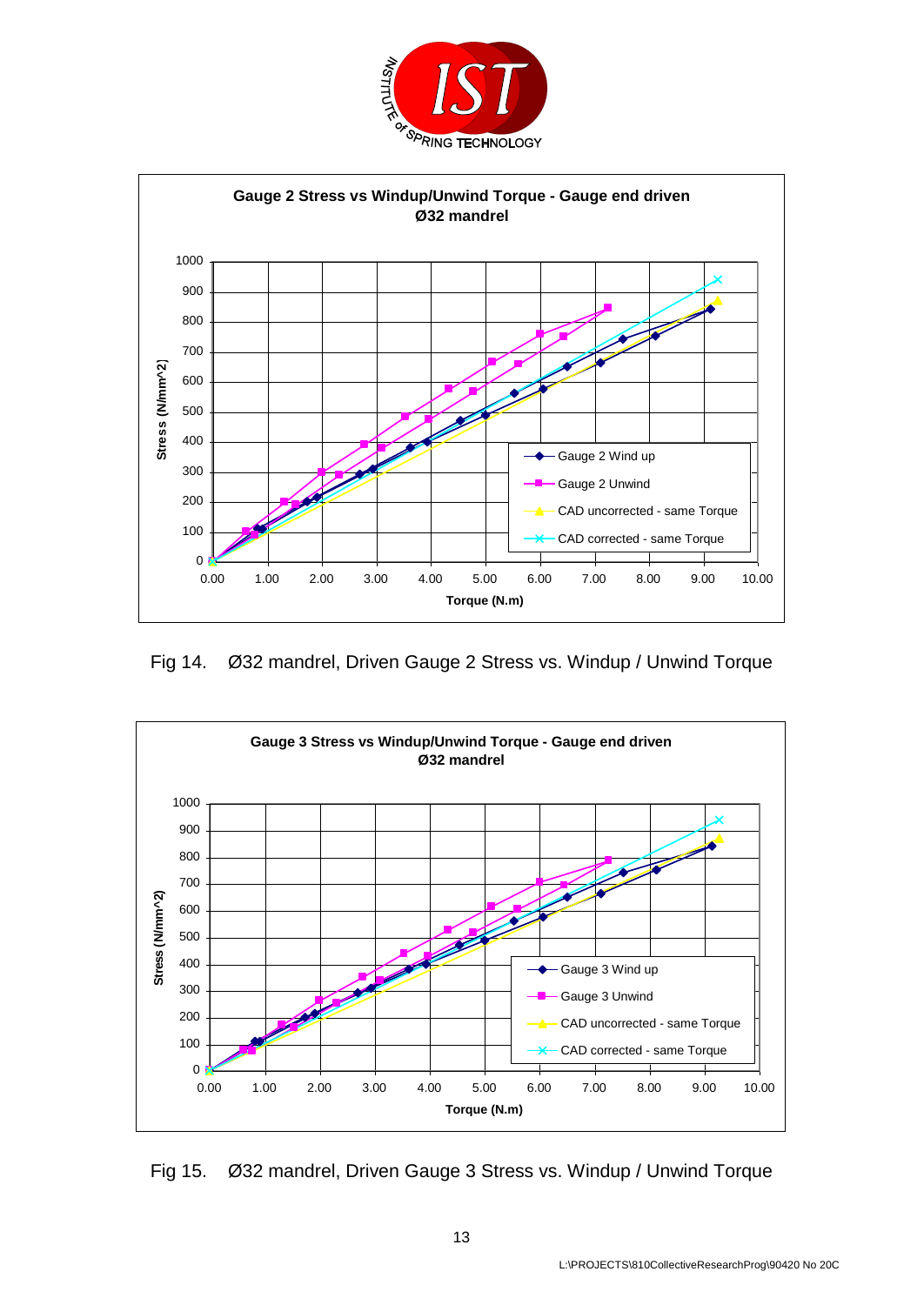Fig 14. Ø32 mandrel, Driven Gauge 2 Stress vs. Windup / Unwind Torque

Fig 15. Ø32 mandrel, Driven Gauge 3 Stress vs. Windup / Unwind Torque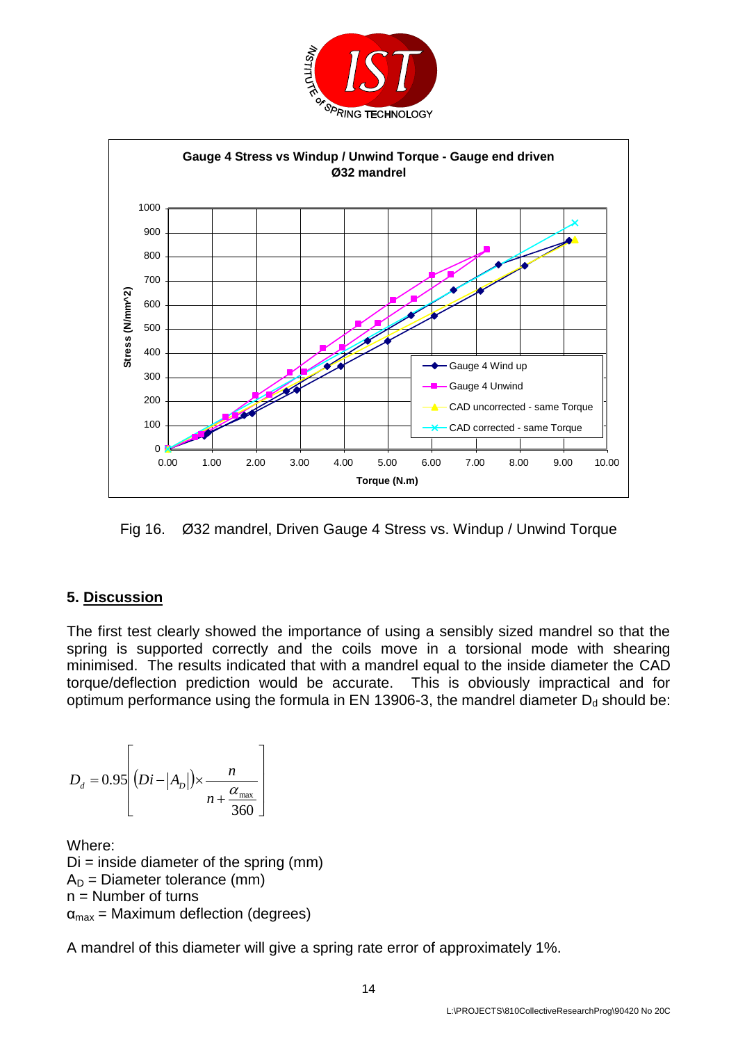Fig 16. Ø32 mandrel, Driven Gauge 4 Stress vs. Windup / Unwind Torque

## 5. Discussion

The first test clearly showed the importance of using a sensibly sized mandrel so that the spring is supported correctly and the coils move in a torsional mode with shearing minimised. The results indicated that with a mandrel equal to the inside diameter the CAD torque/deflection prediction would be accurate. This is obviously impractical and for optimum performance using the formula in EN 13906-3, the mandrel diameter $D_d$ should be:

$$D_d = 0.95\left[\left(Di - |A_D|\right) \times \frac{n}{n + \frac{\alpha_{max}}{360}}\right]$$

Where:
Di = inside diameter of the spring (mm)
$A_D$ = Diameter tolerance (mm)
n = Number of turns
$\alpha_{max}$ = Maximum deflection (degrees)

A mandrel of this diameter will give a spring rate error of approximately 1%.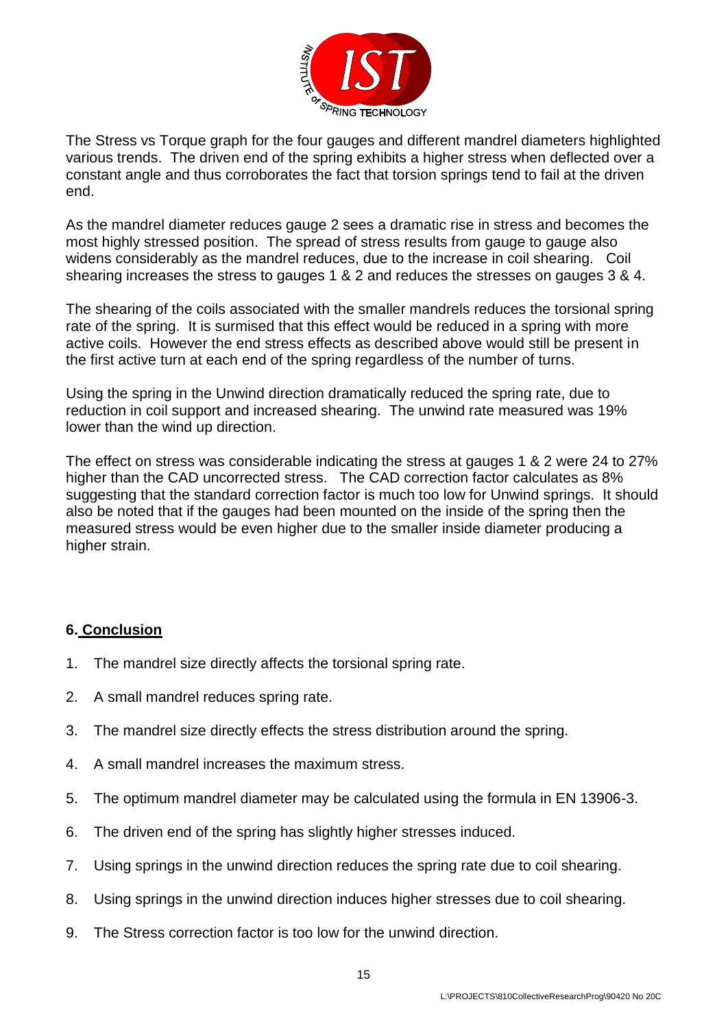The Stress vs Torque graph for the four gauges and different mandrel diameters highlighted various trends. The driven end of the spring exhibits a higher stress when deflected over a constant angle and thus corroborates the fact that torsion springs tend to fail at the driven end.

As the mandrel diameter reduces gauge 2 sees a dramatic rise in stress and becomes the most highly stressed position. The spread of stress results from gauge to gauge also widens considerably as the mandrel reduces, due to the increase in coil shearing. Coil shearing increases the stress to gauges 1 & 2 and reduces the stresses on gauges 3 & 4.

The shearing of the coils associated with the smaller mandrels reduces the torsional spring rate of the spring. It is surmised that this effect would be reduced in a spring with more active coils. However the end stress effects as described above would still be present in the first active turn at each end of the spring regardless of the number of turns.

Using the spring in the Unwind direction dramatically reduced the spring rate, due to reduction in coil support and increased shearing. The unwind rate measured was 19% lower than the wind up direction.

The effect on stress was considerable indicating the stress at gauges 1 & 2 were 24 to 27% higher than the CAD uncorrected stress. The CAD correction factor calculates as 8% suggesting that the standard correction factor is much too low for Unwind springs. It should also be noted that if the gauges had been mounted on the inside of the spring then the measured stress would be even higher due to the smaller inside diameter producing a higher strain.

## 6. Conclusion

1. The mandrel size directly affects the torsional spring rate.
2. A small mandrel reduces spring rate.
3. The mandrel size directly effects the stress distribution around the spring.
4. A small mandrel increases the maximum stress.
5. The optimum mandrel diameter may be calculated using the formula in EN 13906-3.
6. The driven end of the spring has slightly higher stresses induced.
7. Using springs in the unwind direction reduces the spring rate due to coil shearing.
8. Using springs in the unwind direction induces higher stresses due to coil shearing.
9. The Stress correction factor is too low for the unwind direction.